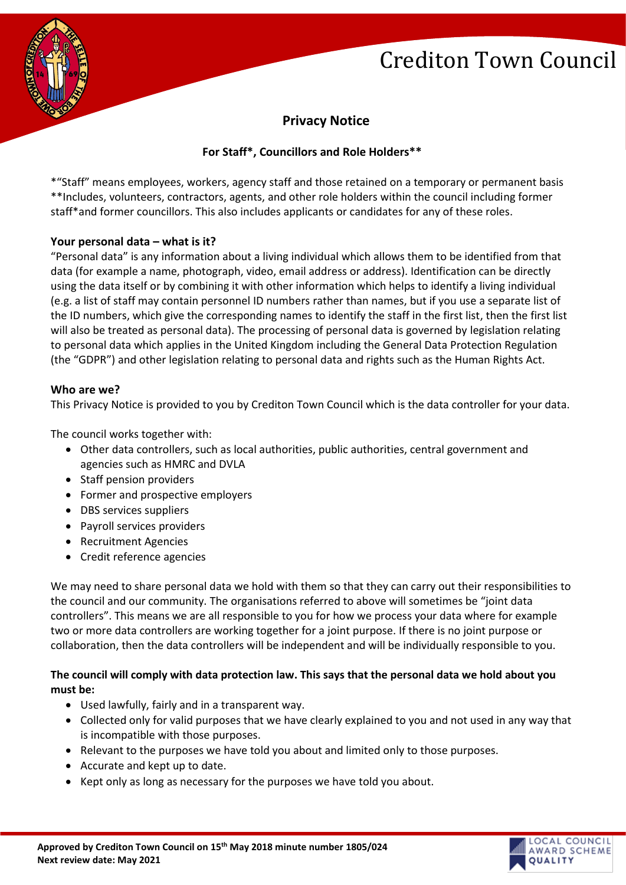# Crediton Town Council

## Privacy Notice

### For Staff*, Councillors and Role Holders**

*"Staff" means employees, workers, agency staff and those retained on a temporary or permanent basis
**Includes, volunteers, contractors, agents, and other role holders within the council including former staff*and former councillors. This also includes applicants or candidates for any of these roles.

**Your personal data – what is it?**

"Personal data" is any information about a living individual which allows them to be identified from that data (for example a name, photograph, video, email address or address). Identification can be directly using the data itself or by combining it with other information which helps to identify a living individual (e.g. a list of staff may contain personnel ID numbers rather than names, but if you use a separate list of the ID numbers, which give the corresponding names to identify the staff in the first list, then the first list will also be treated as personal data). The processing of personal data is governed by legislation relating to personal data which applies in the United Kingdom including the General Data Protection Regulation (the "GDPR") and other legislation relating to personal data and rights such as the Human Rights Act.

**Who are we?**

This Privacy Notice is provided to you by Crediton Town Council which is the data controller for your data.

The council works together with:

- Other data controllers, such as local authorities, public authorities, central government and agencies such as HMRC and DVLA
- Staff pension providers
- Former and prospective employers
- DBS services suppliers
- Payroll services providers
- Recruitment Agencies
- Credit reference agencies

We may need to share personal data we hold with them so that they can carry out their responsibilities to the council and our community. The organisations referred to above will sometimes be "joint data controllers". This means we are all responsible to you for how we process your data where for example two or more data controllers are working together for a joint purpose. If there is no joint purpose or collaboration, then the data controllers will be independent and will be individually responsible to you.

**The council will comply with data protection law. This says that the personal data we hold about you must be:**

- Used lawfully, fairly and in a transparent way.
- Collected only for valid purposes that we have clearly explained to you and not used in any way that is incompatible with those purposes.
- Relevant to the purposes we have told you about and limited only to those purposes.
- Accurate and kept up to date.
- Kept only as long as necessary for the purposes we have told you about.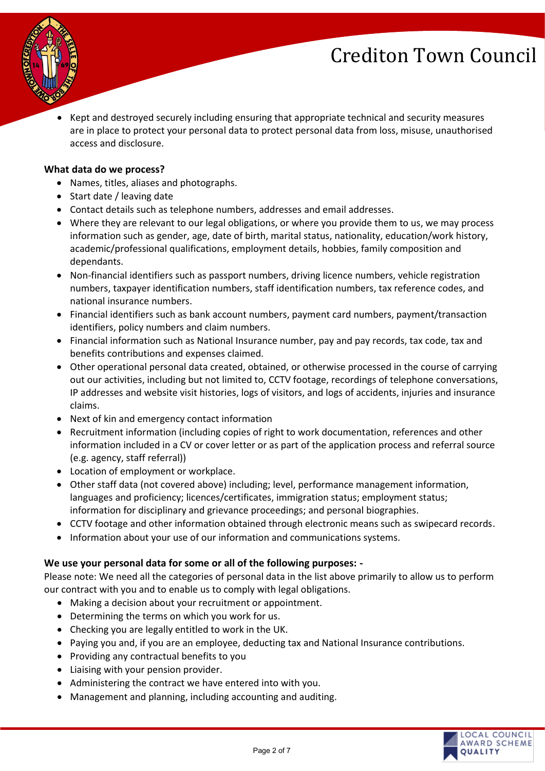- Kept and destroyed securely including ensuring that appropriate technical and security measures are in place to protect your personal data to protect personal data from loss, misuse, unauthorised access and disclosure.

**What data do we process?**

- Names, titles, aliases and photographs.
- Start date / leaving date
- Contact details such as telephone numbers, addresses and email addresses.
- Where they are relevant to our legal obligations, or where you provide them to us, we may process information such as gender, age, date of birth, marital status, nationality, education/work history, academic/professional qualifications, employment details, hobbies, family composition and dependants.
- Non-financial identifiers such as passport numbers, driving licence numbers, vehicle registration numbers, taxpayer identification numbers, staff identification numbers, tax reference codes, and national insurance numbers.
- Financial identifiers such as bank account numbers, payment card numbers, payment/transaction identifiers, policy numbers and claim numbers.
- Financial information such as National Insurance number, pay and pay records, tax code, tax and benefits contributions and expenses claimed.
- Other operational personal data created, obtained, or otherwise processed in the course of carrying out our activities, including but not limited to, CCTV footage, recordings of telephone conversations, IP addresses and website visit histories, logs of visitors, and logs of accidents, injuries and insurance claims.
- Next of kin and emergency contact information
- Recruitment information (including copies of right to work documentation, references and other information included in a CV or cover letter or as part of the application process and referral source (e.g. agency, staff referral))
- Location of employment or workplace.
- Other staff data (not covered above) including; level, performance management information, languages and proficiency; licences/certificates, immigration status; employment status; information for disciplinary and grievance proceedings; and personal biographies.
- CCTV footage and other information obtained through electronic means such as swipecard records.
- Information about your use of our information and communications systems.

**We use your personal data for some or all of the following purposes: -**

Please note: We need all the categories of personal data in the list above primarily to allow us to perform our contract with you and to enable us to comply with legal obligations.

- Making a decision about your recruitment or appointment.
- Determining the terms on which you work for us.
- Checking you are legally entitled to work in the UK.
- Paying you and, if you are an employee, deducting tax and National Insurance contributions.
- Providing any contractual benefits to you
- Liaising with your pension provider.
- Administering the contract we have entered into with you.
- Management and planning, including accounting and auditing.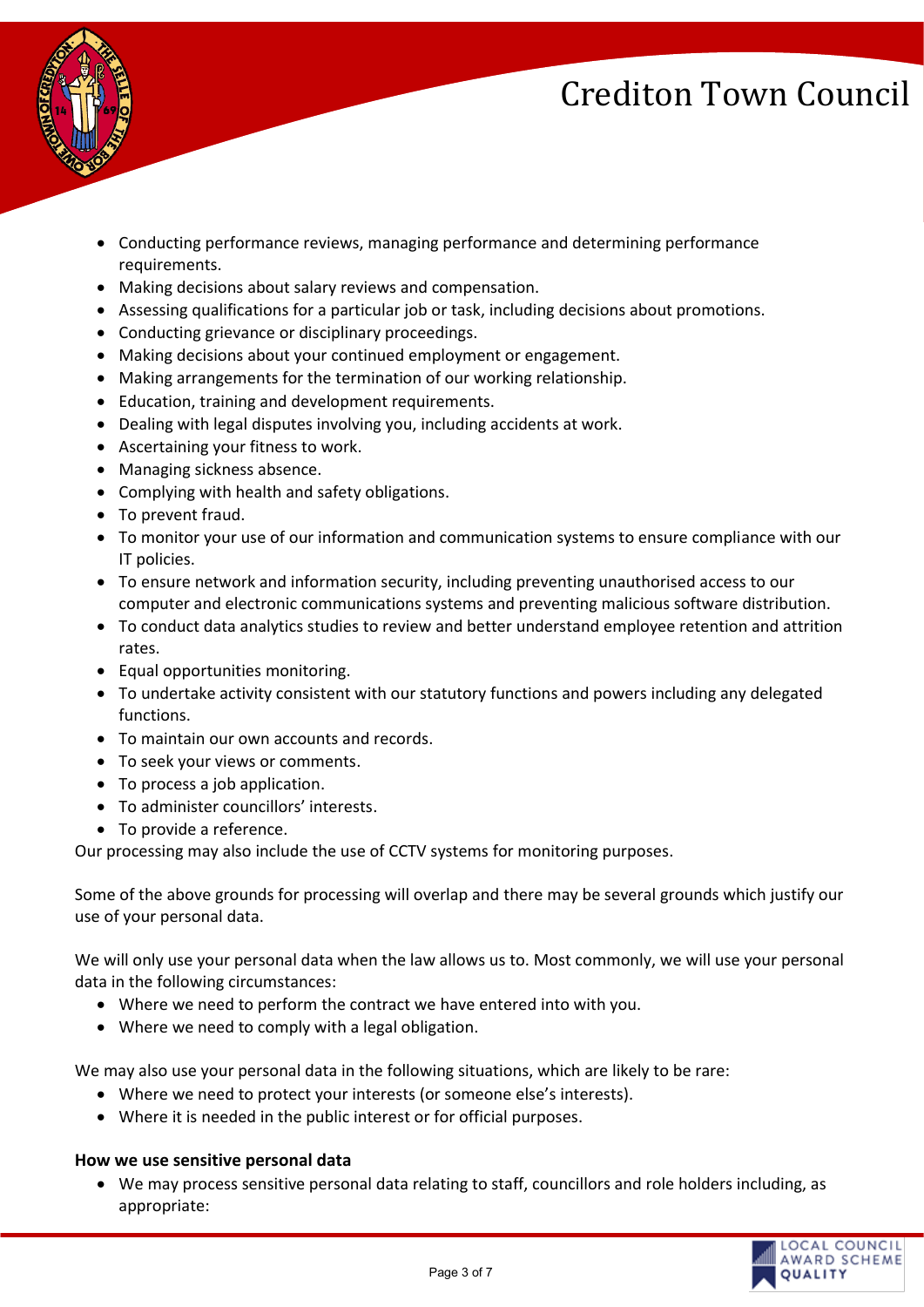- Conducting performance reviews, managing performance and determining performance requirements.
- Making decisions about salary reviews and compensation.
- Assessing qualifications for a particular job or task, including decisions about promotions.
- Conducting grievance or disciplinary proceedings.
- Making decisions about your continued employment or engagement.
- Making arrangements for the termination of our working relationship.
- Education, training and development requirements.
- Dealing with legal disputes involving you, including accidents at work.
- Ascertaining your fitness to work.
- Managing sickness absence.
- Complying with health and safety obligations.
- To prevent fraud.
- To monitor your use of our information and communication systems to ensure compliance with our IT policies.
- To ensure network and information security, including preventing unauthorised access to our computer and electronic communications systems and preventing malicious software distribution.
- To conduct data analytics studies to review and better understand employee retention and attrition rates.
- Equal opportunities monitoring.
- To undertake activity consistent with our statutory functions and powers including any delegated functions.
- To maintain our own accounts and records.
- To seek your views or comments.
- To process a job application.
- To administer councillors' interests.
- To provide a reference.

Our processing may also include the use of CCTV systems for monitoring purposes.

Some of the above grounds for processing will overlap and there may be several grounds which justify our use of your personal data.

We will only use your personal data when the law allows us to. Most commonly, we will use your personal data in the following circumstances:

- Where we need to perform the contract we have entered into with you.
- Where we need to comply with a legal obligation.

We may also use your personal data in the following situations, which are likely to be rare:

- Where we need to protect your interests (or someone else's interests).
- Where it is needed in the public interest or for official purposes.

**How we use sensitive personal data**

- We may process sensitive personal data relating to staff, councillors and role holders including, as appropriate: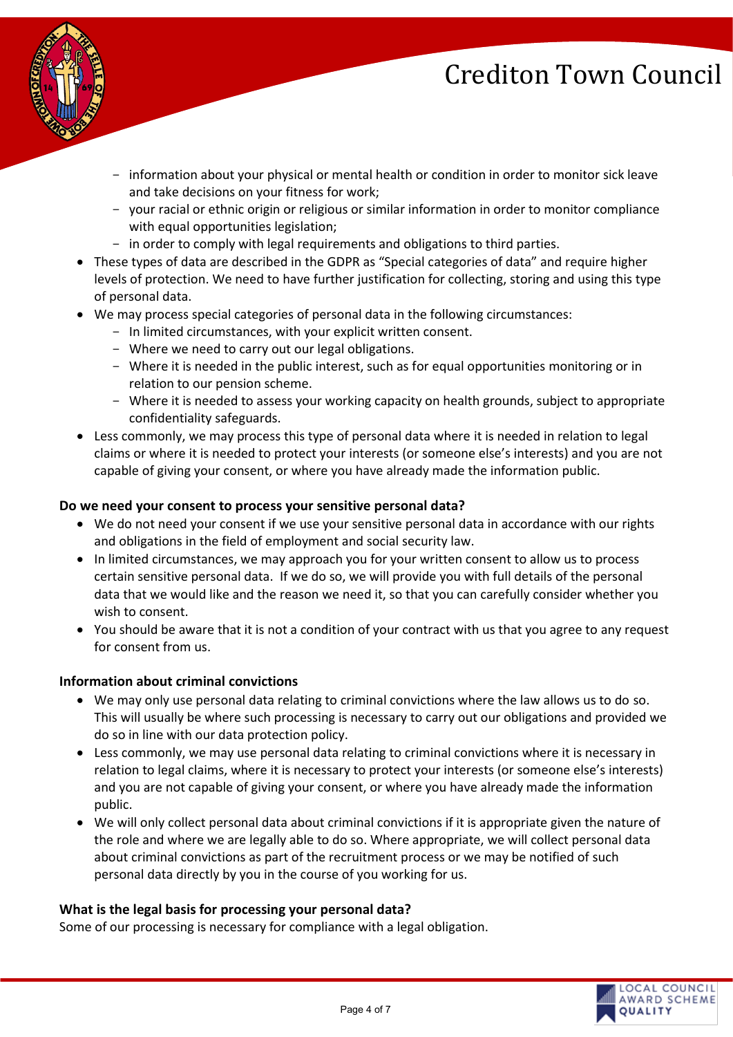- information about your physical or mental health or condition in order to monitor sick leave and take decisions on your fitness for work;
  - your racial or ethnic origin or religious or similar information in order to monitor compliance with equal opportunities legislation;
  - in order to comply with legal requirements and obligations to third parties.
- These types of data are described in the GDPR as "Special categories of data" and require higher levels of protection. We need to have further justification for collecting, storing and using this type of personal data.
- We may process special categories of personal data in the following circumstances:
  - In limited circumstances, with your explicit written consent.
  - Where we need to carry out our legal obligations.
  - Where it is needed in the public interest, such as for equal opportunities monitoring or in relation to our pension scheme.
  - Where it is needed to assess your working capacity on health grounds, subject to appropriate confidentiality safeguards.
- Less commonly, we may process this type of personal data where it is needed in relation to legal claims or where it is needed to protect your interests (or someone else's interests) and you are not capable of giving your consent, or where you have already made the information public.

**Do we need your consent to process your sensitive personal data?**

- We do not need your consent if we use your sensitive personal data in accordance with our rights and obligations in the field of employment and social security law.
- In limited circumstances, we may approach you for your written consent to allow us to process certain sensitive personal data. If we do so, we will provide you with full details of the personal data that we would like and the reason we need it, so that you can carefully consider whether you wish to consent.
- You should be aware that it is not a condition of your contract with us that you agree to any request for consent from us.

**Information about criminal convictions**

- We may only use personal data relating to criminal convictions where the law allows us to do so. This will usually be where such processing is necessary to carry out our obligations and provided we do so in line with our data protection policy.
- Less commonly, we may use personal data relating to criminal convictions where it is necessary in relation to legal claims, where it is necessary to protect your interests (or someone else's interests) and you are not capable of giving your consent, or where you have already made the information public.
- We will only collect personal data about criminal convictions if it is appropriate given the nature of the role and where we are legally able to do so. Where appropriate, we will collect personal data about criminal convictions as part of the recruitment process or we may be notified of such personal data directly by you in the course of you working for us.

**What is the legal basis for processing your personal data?**

Some of our processing is necessary for compliance with a legal obligation.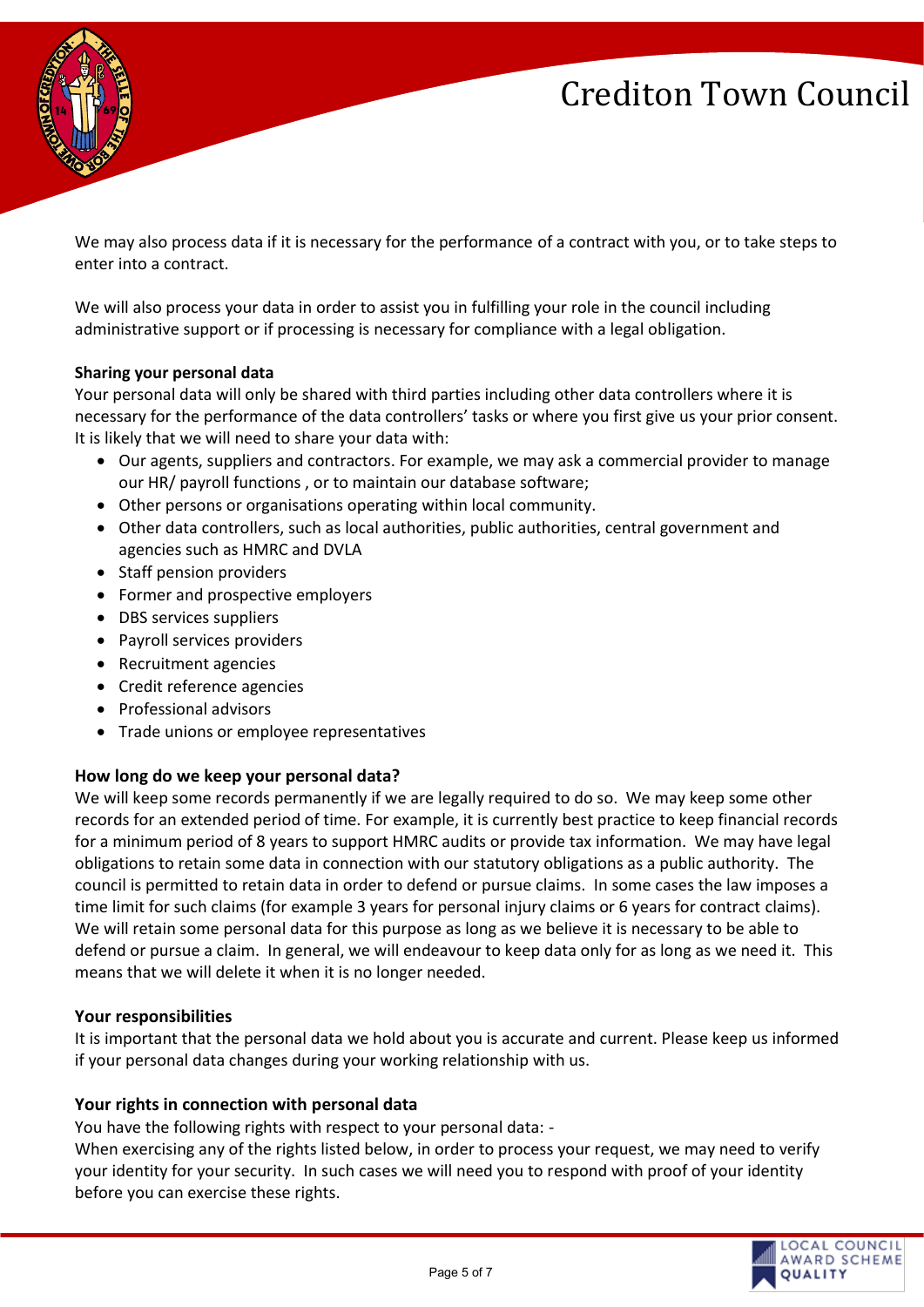We may also process data if it is necessary for the performance of a contract with you, or to take steps to enter into a contract.

We will also process your data in order to assist you in fulfilling your role in the council including administrative support or if processing is necessary for compliance with a legal obligation.

**Sharing your personal data**

Your personal data will only be shared with third parties including other data controllers where it is necessary for the performance of the data controllers' tasks or where you first give us your prior consent. It is likely that we will need to share your data with:

- Our agents, suppliers and contractors. For example, we may ask a commercial provider to manage our HR/ payroll functions , or to maintain our database software;
- Other persons or organisations operating within local community.
- Other data controllers, such as local authorities, public authorities, central government and agencies such as HMRC and DVLA
- Staff pension providers
- Former and prospective employers
- DBS services suppliers
- Payroll services providers
- Recruitment agencies
- Credit reference agencies
- Professional advisors
- Trade unions or employee representatives

**How long do we keep your personal data?**

We will keep some records permanently if we are legally required to do so. We may keep some other records for an extended period of time. For example, it is currently best practice to keep financial records for a minimum period of 8 years to support HMRC audits or provide tax information. We may have legal obligations to retain some data in connection with our statutory obligations as a public authority. The council is permitted to retain data in order to defend or pursue claims. In some cases the law imposes a time limit for such claims (for example 3 years for personal injury claims or 6 years for contract claims). We will retain some personal data for this purpose as long as we believe it is necessary to be able to defend or pursue a claim. In general, we will endeavour to keep data only for as long as we need it. This means that we will delete it when it is no longer needed.

**Your responsibilities**

It is important that the personal data we hold about you is accurate and current. Please keep us informed if your personal data changes during your working relationship with us.

**Your rights in connection with personal data**

You have the following rights with respect to your personal data: -

When exercising any of the rights listed below, in order to process your request, we may need to verify your identity for your security. In such cases we will need you to respond with proof of your identity before you can exercise these rights.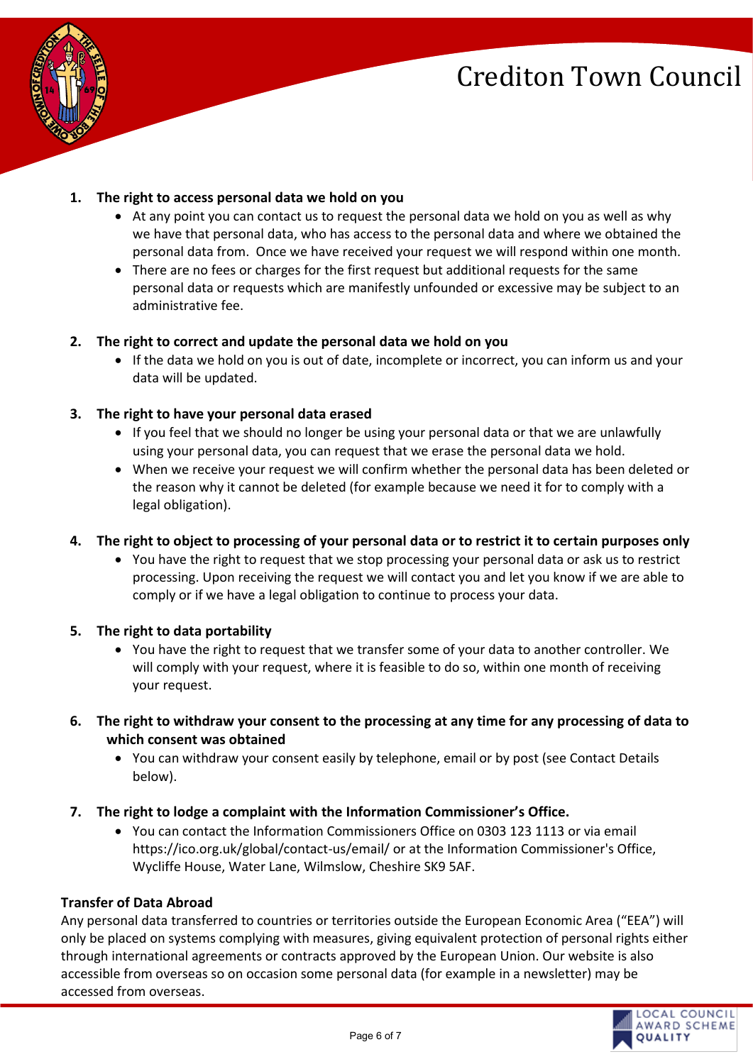1. **The right to access personal data we hold on you**
    - At any point you can contact us to request the personal data we hold on you as well as why we have that personal data, who has access to the personal data and where we obtained the personal data from. Once we have received your request we will respond within one month.
    - There are no fees or charges for the first request but additional requests for the same personal data or requests which are manifestly unfounded or excessive may be subject to an administrative fee.

2. **The right to correct and update the personal data we hold on you**
    - If the data we hold on you is out of date, incomplete or incorrect, you can inform us and your data will be updated.

3. **The right to have your personal data erased**
    - If you feel that we should no longer be using your personal data or that we are unlawfully using your personal data, you can request that we erase the personal data we hold.
    - When we receive your request we will confirm whether the personal data has been deleted or the reason why it cannot be deleted (for example because we need it for to comply with a legal obligation).

4. **The right to object to processing of your personal data or to restrict it to certain purposes only**
    - You have the right to request that we stop processing your personal data or ask us to restrict processing. Upon receiving the request we will contact you and let you know if we are able to comply or if we have a legal obligation to continue to process your data.

5. **The right to data portability**
    - You have the right to request that we transfer some of your data to another controller. We will comply with your request, where it is feasible to do so, within one month of receiving your request.

6. **The right to withdraw your consent to the processing at any time for any processing of data to which consent was obtained**
    - You can withdraw your consent easily by telephone, email or by post (see Contact Details below).

7. **The right to lodge a complaint with the Information Commissioner's Office.**
    - You can contact the Information Commissioners Office on 0303 123 1113 or via email https://ico.org.uk/global/contact-us/email/ or at the Information Commissioner's Office, Wycliffe House, Water Lane, Wilmslow, Cheshire SK9 5AF.

**Transfer of Data Abroad**

Any personal data transferred to countries or territories outside the European Economic Area ("EEA") will only be placed on systems complying with measures, giving equivalent protection of personal rights either through international agreements or contracts approved by the European Union. Our website is also accessible from overseas so on occasion some personal data (for example in a newsletter) may be accessed from overseas.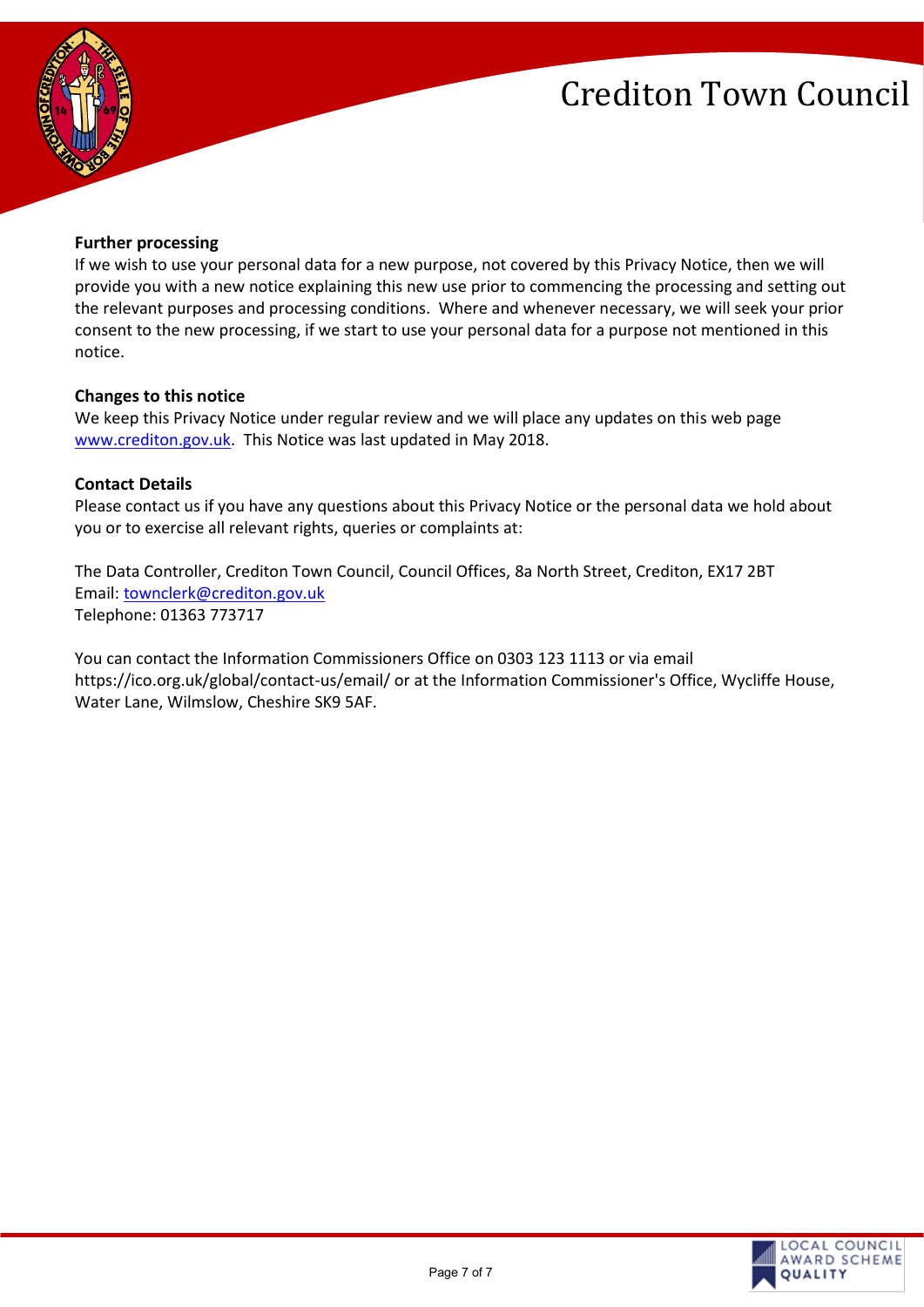**Further processing**

If we wish to use your personal data for a new purpose, not covered by this Privacy Notice, then we will provide you with a new notice explaining this new use prior to commencing the processing and setting out the relevant purposes and processing conditions. Where and whenever necessary, we will seek your prior consent to the new processing, if we start to use your personal data for a purpose not mentioned in this notice.

**Changes to this notice**

We keep this Privacy Notice under regular review and we will place any updates on this web page [www.crediton.gov.uk](http://www.crediton.gov.uk). This Notice was last updated in May 2018.

**Contact Details**

Please contact us if you have any questions about this Privacy Notice or the personal data we hold about you or to exercise all relevant rights, queries or complaints at:

The Data Controller, Crediton Town Council, Council Offices, 8a North Street, Crediton, EX17 2BT
Email: [townclerk@crediton.gov.uk](mailto:townclerk@crediton.gov.uk)
Telephone: 01363 773717

You can contact the Information Commissioners Office on 0303 123 1113 or via email https://ico.org.uk/global/contact-us/email/ or at the Information Commissioner's Office, Wycliffe House, Water Lane, Wilmslow, Cheshire SK9 5AF.